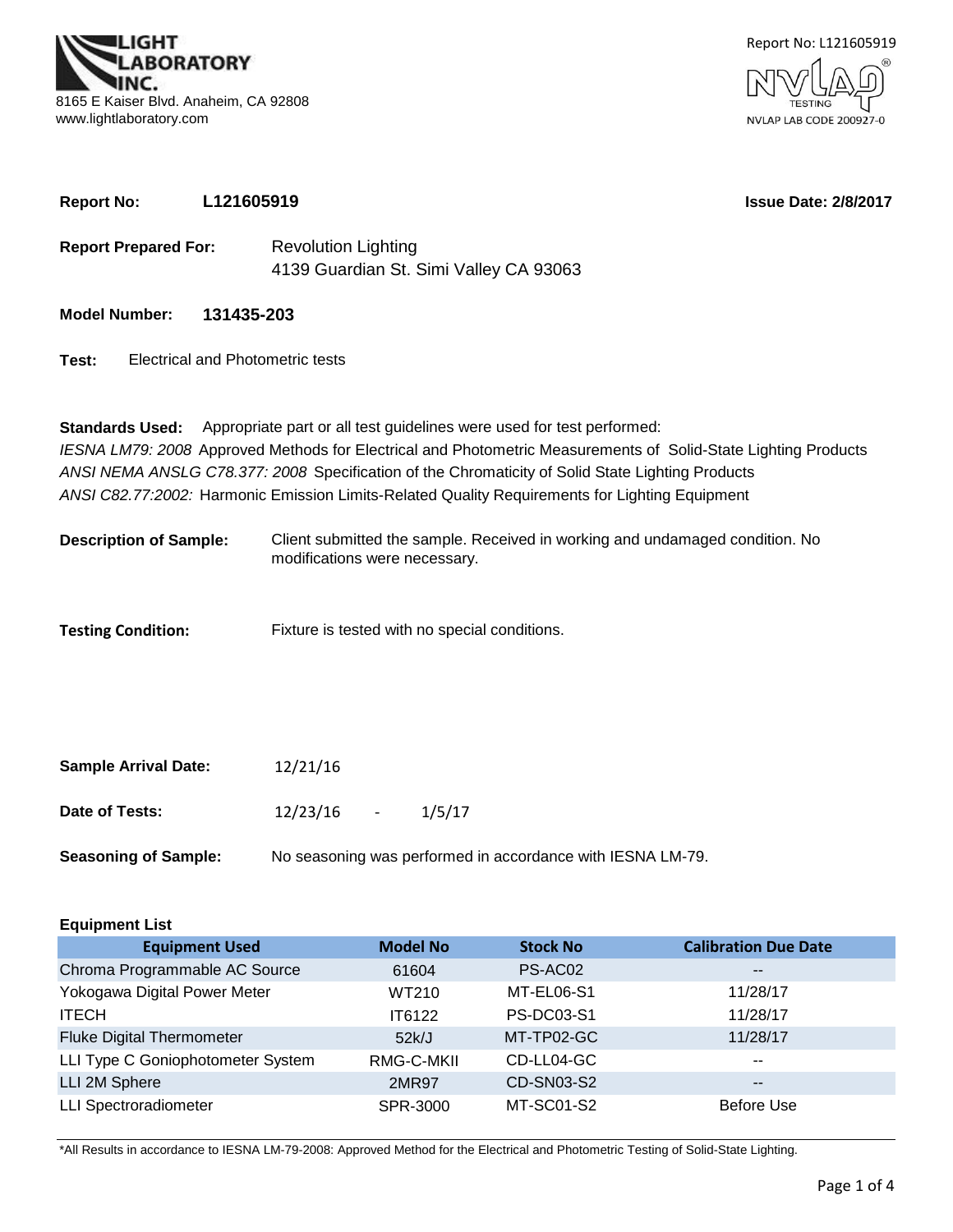LIGHT LABORATORY INC.
8165 E Kaiser Blvd. Anaheim, CA 92808
www.lightlaboratory.com

Report No: L121605919

NVLAP TESTING
NVLAP LAB CODE 200927-0

**Report No:** **L121605919** **Issue Date: 2/8/2017**

**Report Prepared For:** Revolution Lighting
4139 Guardian St. Simi Valley CA 93063

**Model Number:** **131435-203**

**Test:** Electrical and Photometric tests

**Standards Used:** Appropriate part or all test guidelines were used for test performed:
*IESNA LM79: 2008* Approved Methods for Electrical and Photometric Measurements of Solid-State Lighting Products
*ANSI NEMA ANSLG C78.377: 2008* Specification of the Chromaticity of Solid State Lighting Products
*ANSI C82.77:2002:* Harmonic Emission Limits-Related Quality Requirements for Lighting Equipment

**Description of Sample:** Client submitted the sample. Received in working and undamaged condition. No modifications were necessary.

**Testing Condition:** Fixture is tested with no special conditions.

**Sample Arrival Date:** 12/21/16

**Date of Tests:** 12/23/16 - 1/5/17

**Seasoning of Sample:** No seasoning was performed in accordance with IESNA LM-79.

**Equipment List**

| Equipment Used | Model No | Stock No | Calibration Due Date |
|---|---|---|---|
| Chroma Programmable AC Source | 61604 | PS-AC02 | -- |
| Yokogawa Digital Power Meter | WT210 | MT-EL06-S1 | 11/28/17 |
| ITECH | IT6122 | PS-DC03-S1 | 11/28/17 |
| Fluke Digital Thermometer | 52k/J | MT-TP02-GC | 11/28/17 |
| LLI Type C Goniophotometer System | RMG-C-MKII | CD-LL04-GC | -- |
| LLI 2M Sphere | 2MR97 | CD-SN03-S2 | -- |
| LLI Spectroradiometer | SPR-3000 | MT-SC01-S2 | Before Use |

*All Results in accordance to IESNA LM-79-2008: Approved Method for the Electrical and Photometric Testing of Solid-State Lighting.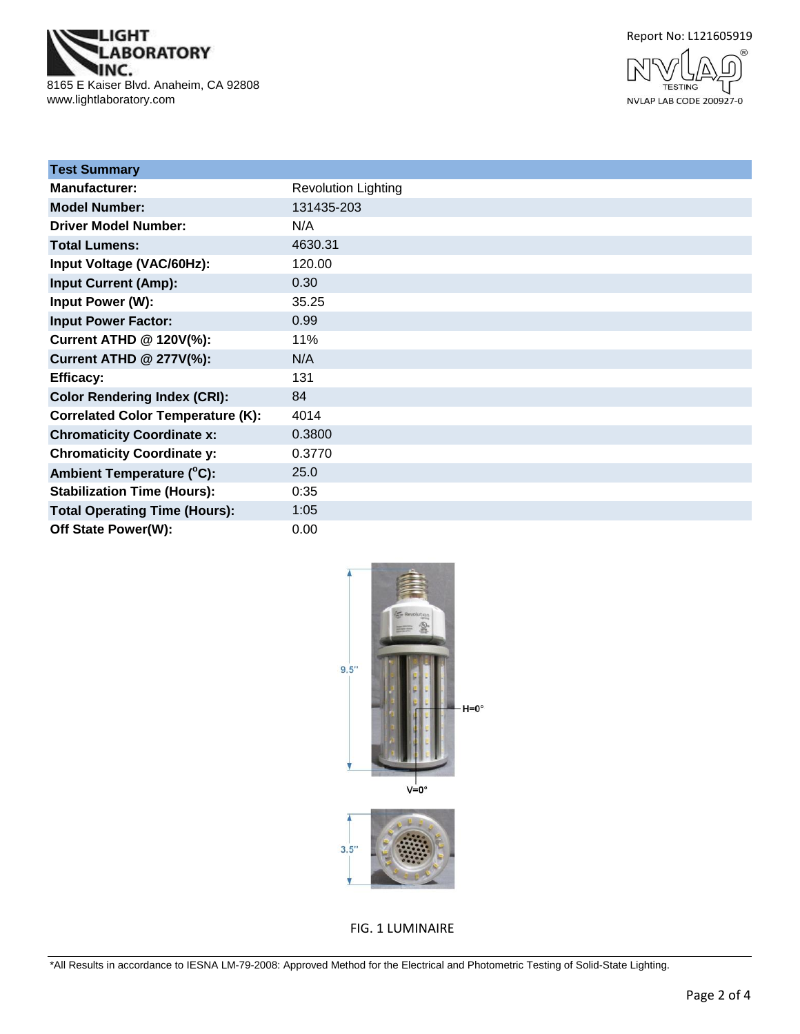Light Laboratory Inc.
8165 E Kaiser Blvd. Anaheim, CA 92808
www.lightlaboratory.com

Report No: L121605919

NVLAP LAB CODE 200927-0

| Test Summary | |
|---|---|
| **Manufacturer:** | Revolution Lighting |
| **Model Number:** | 131435-203 |
| **Driver Model Number:** | N/A |
| **Total Lumens:** | 4630.31 |
| **Input Voltage (VAC/60Hz):** | 120.00 |
| **Input Current (Amp):** | 0.30 |
| **Input Power (W):** | 35.25 |
| **Input Power Factor:** | 0.99 |
| **Current ATHD @ 120V(%):** | 11% |
| **Current ATHD @ 277V(%):** | N/A |
| **Efficacy:** | 131 |
| **Color Rendering Index (CRI):** | 84 |
| **Correlated Color Temperature (K):** | 4014 |
| **Chromaticity Coordinate x:** | 0.3800 |
| **Chromaticity Coordinate y:** | 0.3770 |
| **Ambient Temperature (°C):** | 25.0 |
| **Stabilization Time (Hours):** | 0:35 |
| **Total Operating Time (Hours):** | 1:05 |
| **Off State Power(W):** | 0.00 |

9.5"

H=0°

V=0°

3.5"

FIG. 1 LUMINAIRE

*All Results in accordance to IESNA LM-79-2008: Approved Method for the Electrical and Photometric Testing of Solid-State Lighting.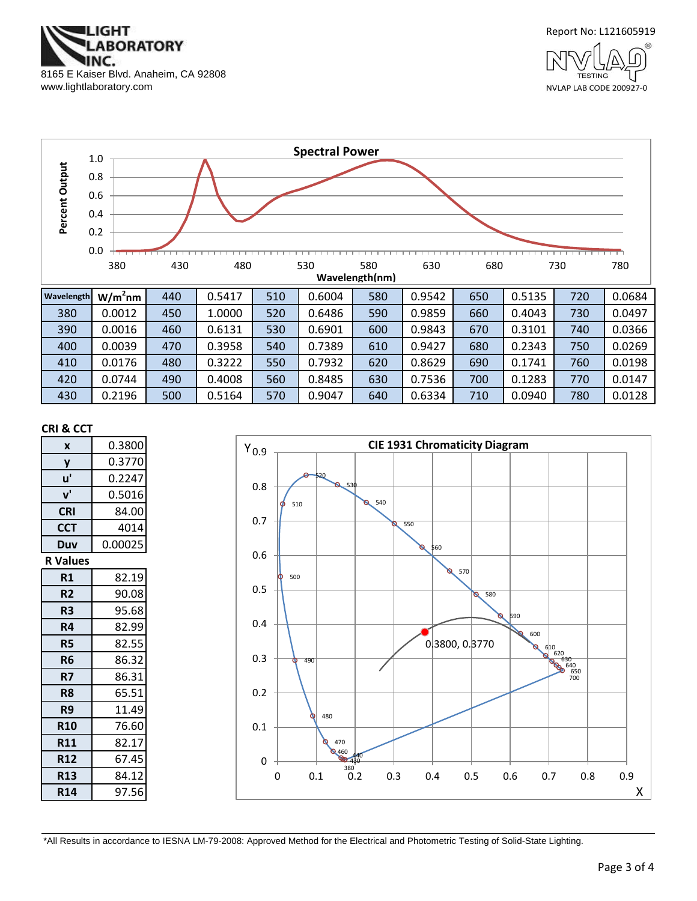LIGHT LABORATORY INC.
8165 E Kaiser Blvd. Anaheim, CA 92808
www.lightlaboratory.com

Report No: L121605919

NVLAP LAB CODE 200927-0

## Spectral Power

| Wavelength | W/m²nm | Wavelength | W/m²nm | Wavelength | W/m²nm | Wavelength | W/m²nm | Wavelength | W/m²nm | Wavelength | W/m²nm |
|---|---|---|---|---|---|---|---|---|---|---|---|
| | | 440 | 0.5417 | 510 | 0.6004 | 580 | 0.9542 | 650 | 0.5135 | 720 | 0.0684 |
| 380 | 0.0012 | 450 | 1.0000 | 520 | 0.6486 | 590 | 0.9859 | 660 | 0.4043 | 730 | 0.0497 |
| 390 | 0.0016 | 460 | 0.6131 | 530 | 0.6901 | 600 | 0.9843 | 670 | 0.3101 | 740 | 0.0366 |
| 400 | 0.0039 | 470 | 0.3958 | 540 | 0.7389 | 610 | 0.9427 | 680 | 0.2343 | 750 | 0.0269 |
| 410 | 0.0176 | 480 | 0.3222 | 550 | 0.7932 | 620 | 0.8629 | 690 | 0.1741 | 760 | 0.0198 |
| 420 | 0.0744 | 490 | 0.4008 | 560 | 0.8485 | 630 | 0.7536 | 700 | 0.1283 | 770 | 0.0147 |
| 430 | 0.2196 | 500 | 0.5164 | 570 | 0.9047 | 640 | 0.6334 | 710 | 0.0940 | 780 | 0.0128 |

### CRI & CCT

| | |
|---|---|
| x | 0.3800 |
| y | 0.3770 |
| u' | 0.2247 |
| v' | 0.5016 |
| CRI | 84.00 |
| CCT | 4014 |
| Duv | 0.00025 |

### R Values

| | |
|---|---|
| R1 | 82.19 |
| R2 | 90.08 |
| R3 | 95.68 |
| R4 | 82.99 |
| R5 | 82.55 |
| R6 | 86.32 |
| R7 | 86.31 |
| R8 | 65.51 |
| R9 | 11.49 |
| R10 | 76.60 |
| R11 | 82.17 |
| R12 | 67.45 |
| R13 | 84.12 |
| R14 | 97.56 |

## CIE 1931 Chromaticity Diagram

0.3800, 0.3770

*All Results in accordance to IESNA LM-79-2008: Approved Method for the Electrical and Photometric Testing of Solid-State Lighting.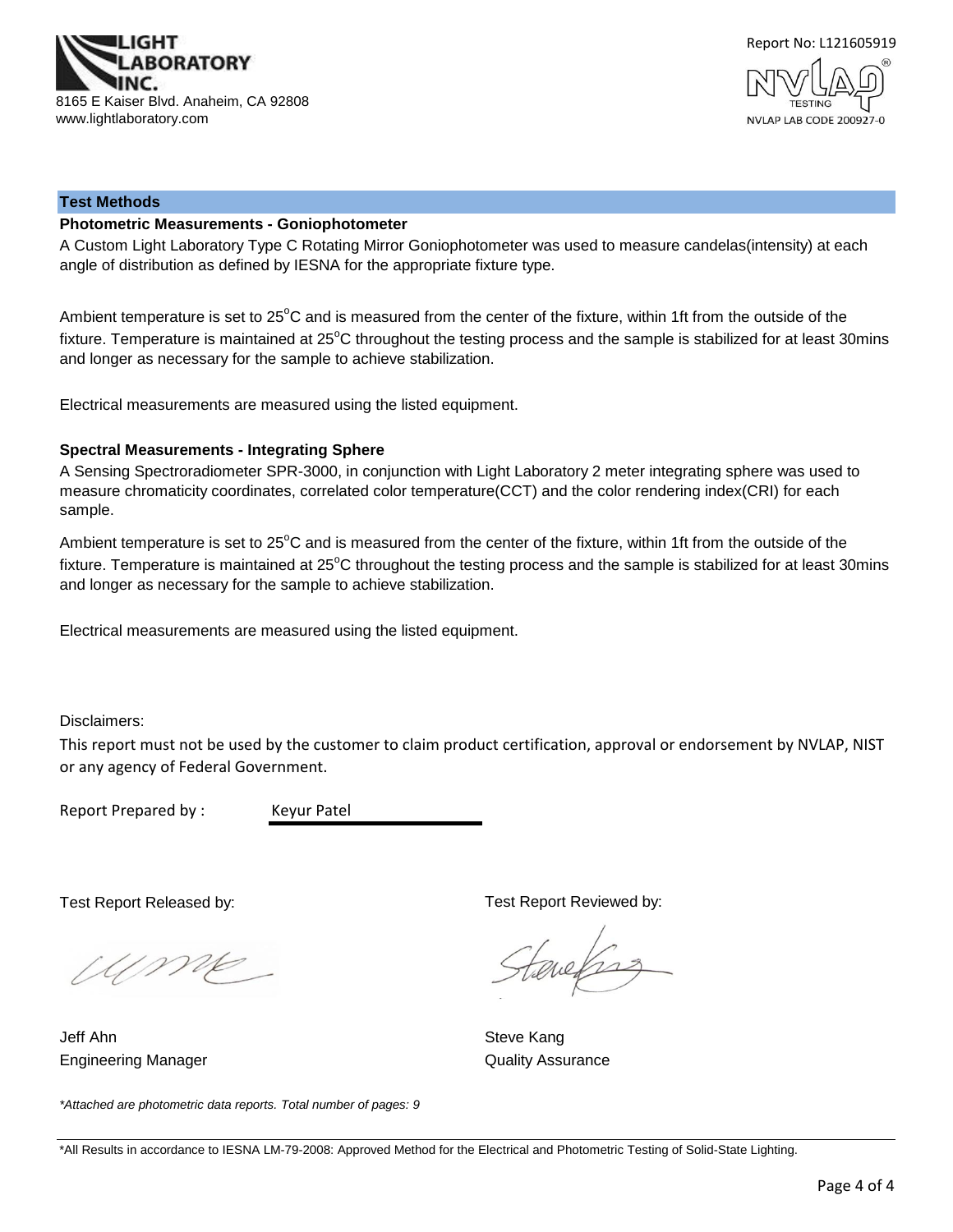## Test Methods

### Photometric Measurements - Goniophotometer

A Custom Light Laboratory Type C Rotating Mirror Goniophotometer was used to measure candelas(intensity) at each angle of distribution as defined by IESNA for the appropriate fixture type.

Ambient temperature is set to 25°C and is measured from the center of the fixture, within 1ft from the outside of the fixture. Temperature is maintained at 25°C throughout the testing process and the sample is stabilized for at least 30mins and longer as necessary for the sample to achieve stabilization.

Electrical measurements are measured using the listed equipment.

### Spectral Measurements - Integrating Sphere

A Sensing Spectroradiometer SPR-3000, in conjunction with Light Laboratory 2 meter integrating sphere was used to measure chromaticity coordinates, correlated color temperature(CCT) and the color rendering index(CRI) for each sample.

Ambient temperature is set to 25°C and is measured from the center of the fixture, within 1ft from the outside of the fixture. Temperature is maintained at 25°C throughout the testing process and the sample is stabilized for at least 30mins and longer as necessary for the sample to achieve stabilization.

Electrical measurements are measured using the listed equipment.

Disclaimers:

This report must not be used by the customer to claim product certification, approval or endorsement by NVLAP, NIST or any agency of Federal Government.

Report Prepared by : Keyur Patel

Test Report Released by:

Jeff Ahn
Engineering Manager

Test Report Reviewed by:

Steve Kang
Quality Assurance

*\*Attached are photometric data reports. Total number of pages: 9*

\*All Results in accordance to IESNA LM-79-2008: Approved Method for the Electrical and Photometric Testing of Solid-State Lighting.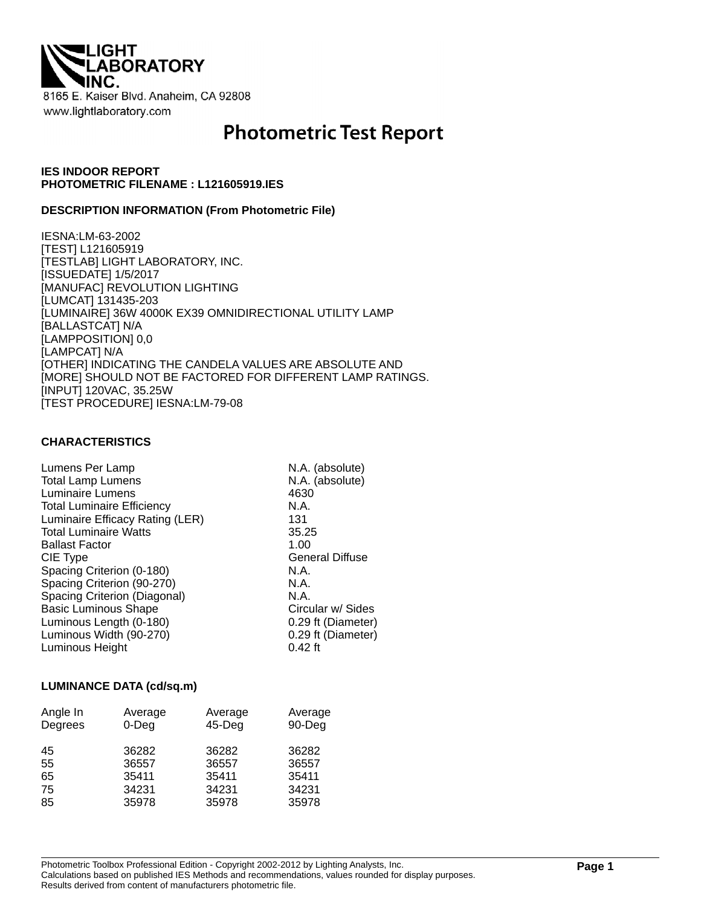**LIGHT LABORATORY INC.**
8165 E. Kaiser Blvd. Anaheim, CA 92808
www.lightlaboratory.com

# Photometric Test Report

**IES INDOOR REPORT**
**PHOTOMETRIC FILENAME : L121605919.IES**

**DESCRIPTION INFORMATION (From Photometric File)**

IESNA:LM-63-2002
[TEST] L121605919
[TESTLAB] LIGHT LABORATORY, INC.
[ISSUEDATE] 1/5/2017
[MANUFAC] REVOLUTION LIGHTING
[LUMCAT] 131435-203
[LUMINAIRE] 36W 4000K EX39 OMNIDIRECTIONAL UTILITY LAMP
[BALLASTCAT] N/A
[LAMPPOSITION] 0,0
[LAMPCAT] N/A
[OTHER] INDICATING THE CANDELA VALUES ARE ABSOLUTE AND
[MORE] SHOULD NOT BE FACTORED FOR DIFFERENT LAMP RATINGS.
[INPUT] 120VAC, 35.25W
[TEST PROCEDURE] IESNA:LM-79-08

**CHARACTERISTICS**

| | |
|---|---|
| Lumens Per Lamp | N.A. (absolute) |
| Total Lamp Lumens | N.A. (absolute) |
| Luminaire Lumens | 4630 |
| Total Luminaire Efficiency | N.A. |
| Luminaire Efficacy Rating (LER) | 131 |
| Total Luminaire Watts | 35.25 |
| Ballast Factor | 1.00 |
| CIE Type | General Diffuse |
| Spacing Criterion (0-180) | N.A. |
| Spacing Criterion (90-270) | N.A. |
| Spacing Criterion (Diagonal) | N.A. |
| Basic Luminous Shape | Circular w/ Sides |
| Luminous Length (0-180) | 0.29 ft (Diameter) |
| Luminous Width (90-270) | 0.29 ft (Diameter) |
| Luminous Height | 0.42 ft |

**LUMINANCE DATA (cd/sq.m)**

| Angle In Degrees | Average 0-Deg | Average 45-Deg | Average 90-Deg |
|---|---|---|---|
| 45 | 36282 | 36282 | 36282 |
| 55 | 36557 | 36557 | 36557 |
| 65 | 35411 | 35411 | 35411 |
| 75 | 34231 | 34231 | 34231 |
| 85 | 35978 | 35978 | 35978 |

Photometric Toolbox Professional Edition - Copyright 2002-2012 by Lighting Analysts, Inc.
Calculations based on published IES Methods and recommendations, values rounded for display purposes.
Results derived from content of manufacturers photometric file.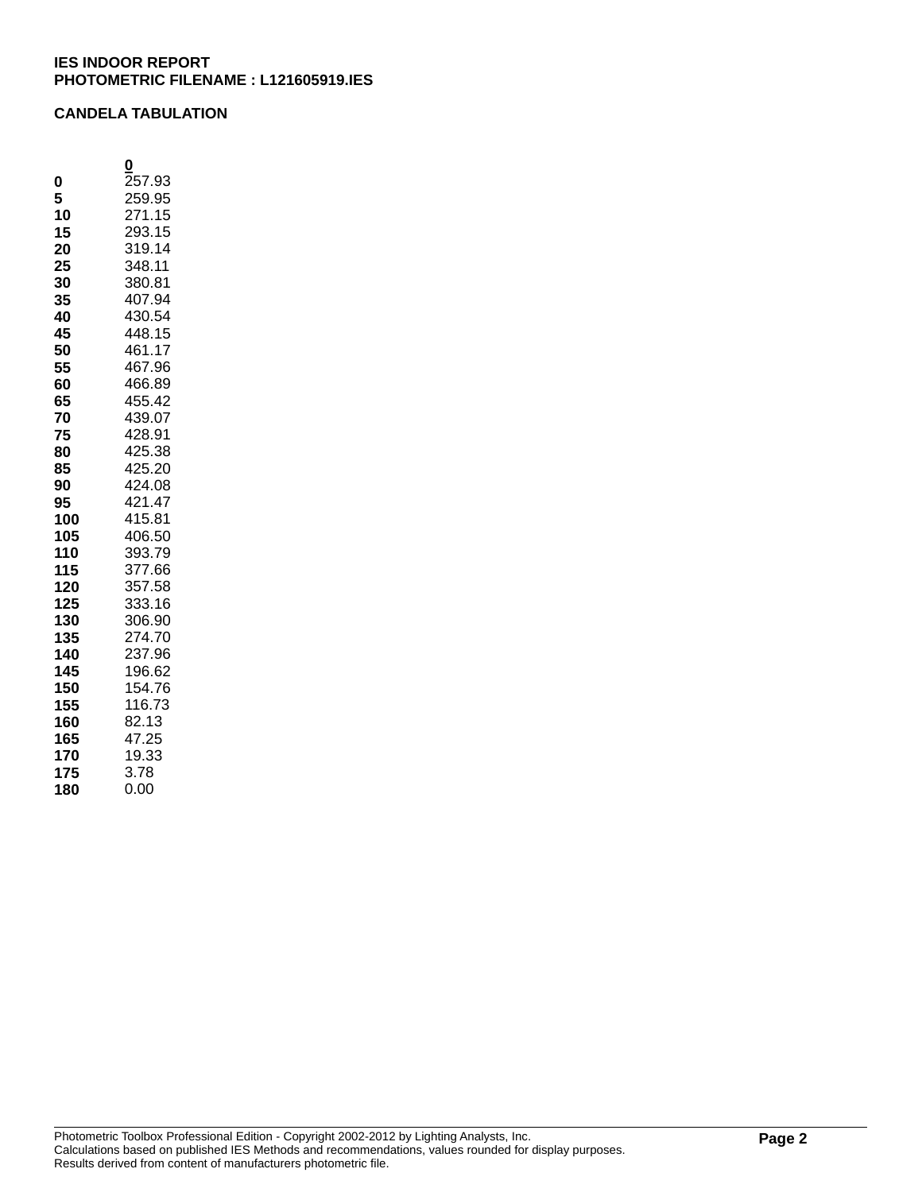**IES INDOOR REPORT**
**PHOTOMETRIC FILENAME : L121605919.IES**

**CANDELA TABULATION**

| | 0 |
|---|---|
| **0** | 257.93 |
| **5** | 259.95 |
| **10** | 271.15 |
| **15** | 293.15 |
| **20** | 319.14 |
| **25** | 348.11 |
| **30** | 380.81 |
| **35** | 407.94 |
| **40** | 430.54 |
| **45** | 448.15 |
| **50** | 461.17 |
| **55** | 467.96 |
| **60** | 466.89 |
| **65** | 455.42 |
| **70** | 439.07 |
| **75** | 428.91 |
| **80** | 425.38 |
| **85** | 425.20 |
| **90** | 424.08 |
| **95** | 421.47 |
| **100** | 415.81 |
| **105** | 406.50 |
| **110** | 393.79 |
| **115** | 377.66 |
| **120** | 357.58 |
| **125** | 333.16 |
| **130** | 306.90 |
| **135** | 274.70 |
| **140** | 237.96 |
| **145** | 196.62 |
| **150** | 154.76 |
| **155** | 116.73 |
| **160** | 82.13 |
| **165** | 47.25 |
| **170** | 19.33 |
| **175** | 3.78 |
| **180** | 0.00 |

Photometric Toolbox Professional Edition - Copyright 2002-2012 by Lighting Analysts, Inc.
Calculations based on published IES Methods and recommendations, values rounded for display purposes.
Results derived from content of manufacturers photometric file.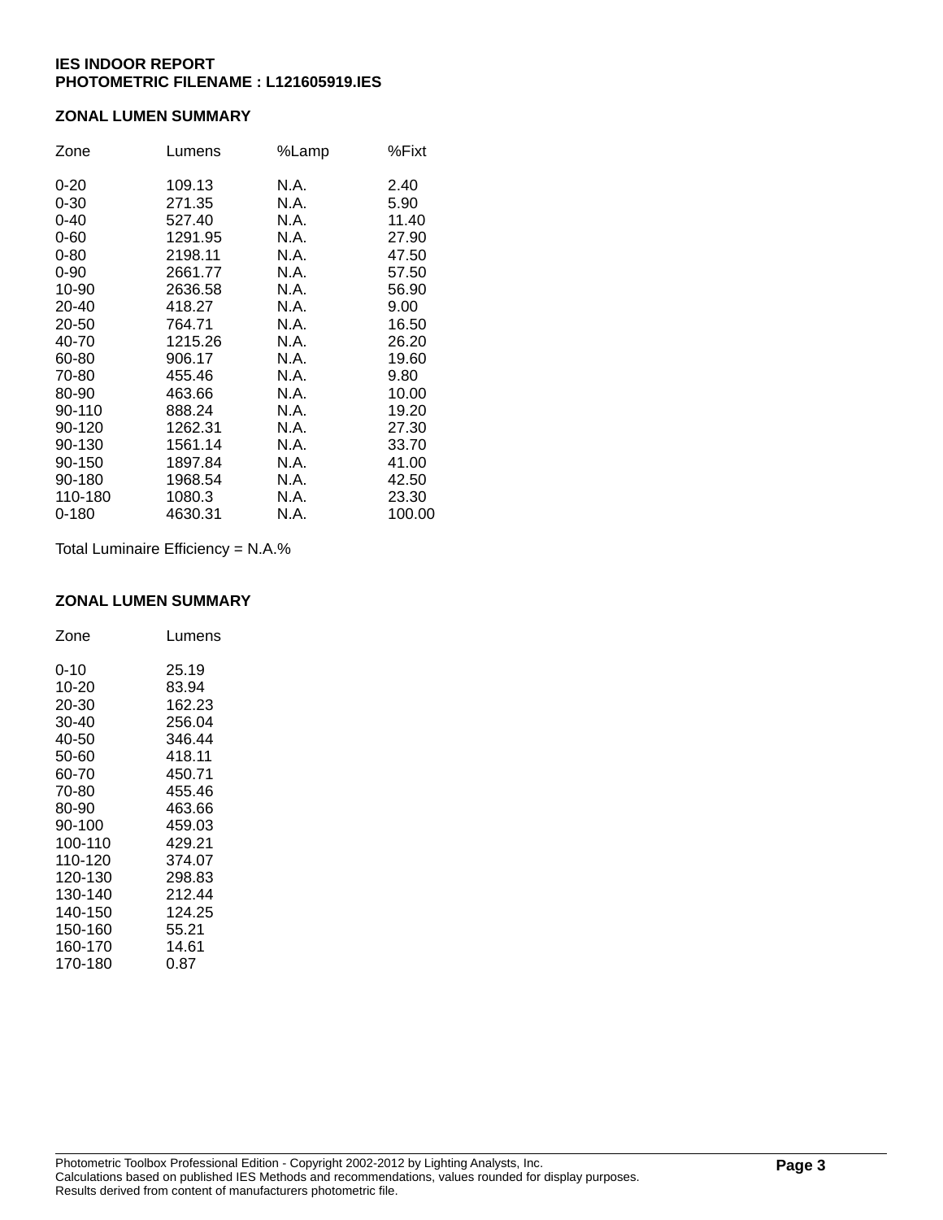**IES INDOOR REPORT**
**PHOTOMETRIC FILENAME : L121605919.IES**

## ZONAL LUMEN SUMMARY

| Zone | Lumens | %Lamp | %Fixt |
|---|---|---|---|
| 0-20 | 109.13 | N.A. | 2.40 |
| 0-30 | 271.35 | N.A. | 5.90 |
| 0-40 | 527.40 | N.A. | 11.40 |
| 0-60 | 1291.95 | N.A. | 27.90 |
| 0-80 | 2198.11 | N.A. | 47.50 |
| 0-90 | 2661.77 | N.A. | 57.50 |
| 10-90 | 2636.58 | N.A. | 56.90 |
| 20-40 | 418.27 | N.A. | 9.00 |
| 20-50 | 764.71 | N.A. | 16.50 |
| 40-70 | 1215.26 | N.A. | 26.20 |
| 60-80 | 906.17 | N.A. | 19.60 |
| 70-80 | 455.46 | N.A. | 9.80 |
| 80-90 | 463.66 | N.A. | 10.00 |
| 90-110 | 888.24 | N.A. | 19.20 |
| 90-120 | 1262.31 | N.A. | 27.30 |
| 90-130 | 1561.14 | N.A. | 33.70 |
| 90-150 | 1897.84 | N.A. | 41.00 |
| 90-180 | 1968.54 | N.A. | 42.50 |
| 110-180 | 1080.3 | N.A. | 23.30 |
| 0-180 | 4630.31 | N.A. | 100.00 |

Total Luminaire Efficiency = N.A.%

## ZONAL LUMEN SUMMARY

| Zone | Lumens |
|---|---|
| 0-10 | 25.19 |
| 10-20 | 83.94 |
| 20-30 | 162.23 |
| 30-40 | 256.04 |
| 40-50 | 346.44 |
| 50-60 | 418.11 |
| 60-70 | 450.71 |
| 70-80 | 455.46 |
| 80-90 | 463.66 |
| 90-100 | 459.03 |
| 100-110 | 429.21 |
| 110-120 | 374.07 |
| 120-130 | 298.83 |
| 130-140 | 212.44 |
| 140-150 | 124.25 |
| 150-160 | 55.21 |
| 160-170 | 14.61 |
| 170-180 | 0.87 |

Photometric Toolbox Professional Edition - Copyright 2002-2012 by Lighting Analysts, Inc.
Calculations based on published IES Methods and recommendations, values rounded for display purposes.
Results derived from content of manufacturers photometric file.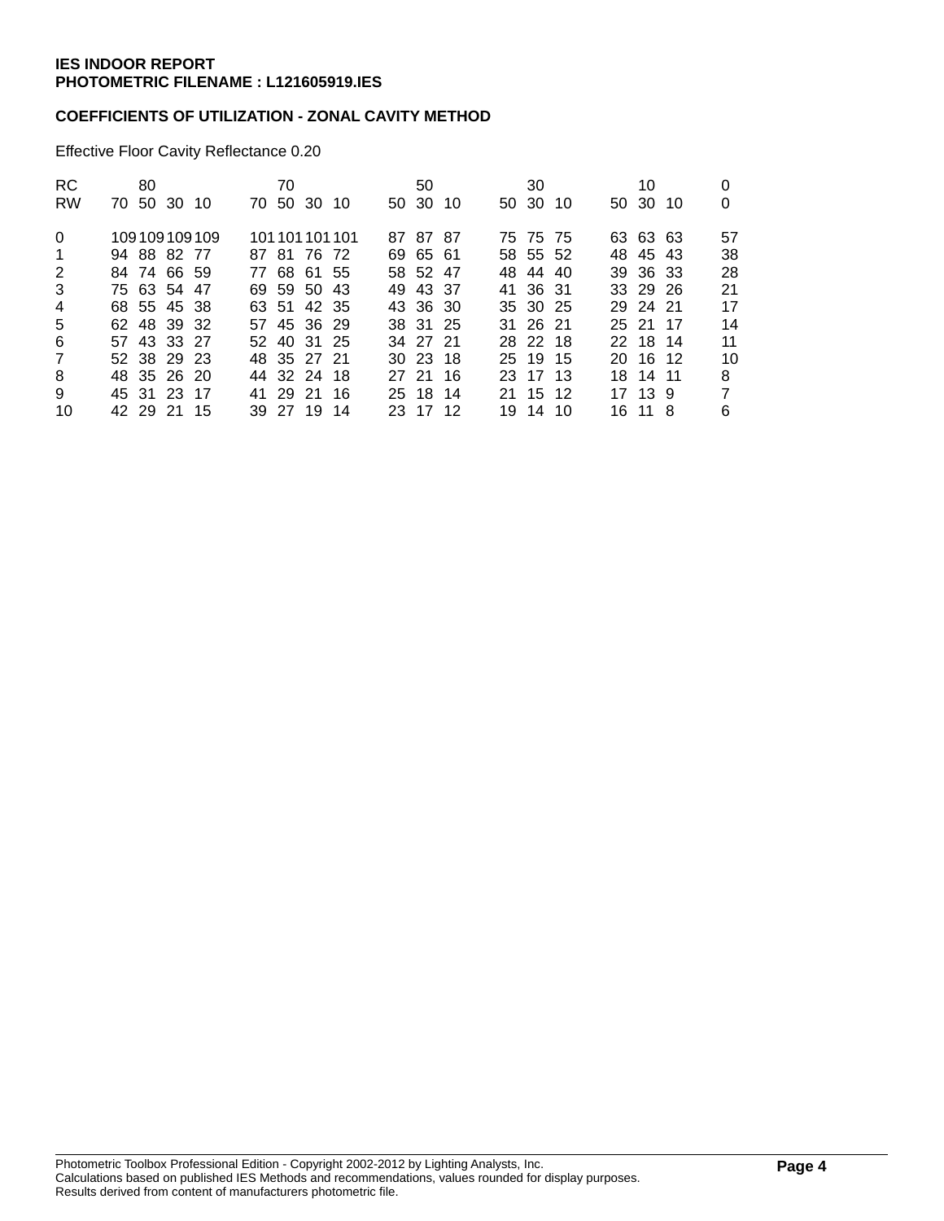**IES INDOOR REPORT**
**PHOTOMETRIC FILENAME : L121605919.IES**

**COEFFICIENTS OF UTILIZATION - ZONAL CAVITY METHOD**

Effective Floor Cavity Reflectance 0.20

| RC | 80 | | | | 70 | | | | 50 | | | 30 | | | 10 | | | 0 |
|---|---|---|---|---|---|---|---|---|---|---|---|---|---|---|---|---|---|---|
| RW | 70 | 50 | 30 | 10 | 70 | 50 | 30 | 10 | 50 | 30 | 10 | 50 | 30 | 10 | 50 | 30 | 10 | 0 |
| 0 | 109 | 109 | 109 | 109 | 101 | 101 | 101 | 101 | 87 | 87 | 87 | 75 | 75 | 75 | 63 | 63 | 63 | 57 |
| 1 | 94 | 88 | 82 | 77 | 87 | 81 | 76 | 72 | 69 | 65 | 61 | 58 | 55 | 52 | 48 | 45 | 43 | 38 |
| 2 | 84 | 74 | 66 | 59 | 77 | 68 | 61 | 55 | 58 | 52 | 47 | 48 | 44 | 40 | 39 | 36 | 33 | 28 |
| 3 | 75 | 63 | 54 | 47 | 69 | 59 | 50 | 43 | 49 | 43 | 37 | 41 | 36 | 31 | 33 | 29 | 26 | 21 |
| 4 | 68 | 55 | 45 | 38 | 63 | 51 | 42 | 35 | 43 | 36 | 30 | 35 | 30 | 25 | 29 | 24 | 21 | 17 |
| 5 | 62 | 48 | 39 | 32 | 57 | 45 | 36 | 29 | 38 | 31 | 25 | 31 | 26 | 21 | 25 | 21 | 17 | 14 |
| 6 | 57 | 43 | 33 | 27 | 52 | 40 | 31 | 25 | 34 | 27 | 21 | 28 | 22 | 18 | 22 | 18 | 14 | 11 |
| 7 | 52 | 38 | 29 | 23 | 48 | 35 | 27 | 21 | 30 | 23 | 18 | 25 | 19 | 15 | 20 | 16 | 12 | 10 |
| 8 | 48 | 35 | 26 | 20 | 44 | 32 | 24 | 18 | 27 | 21 | 16 | 23 | 17 | 13 | 18 | 14 | 11 | 8 |
| 9 | 45 | 31 | 23 | 17 | 41 | 29 | 21 | 16 | 25 | 18 | 14 | 21 | 15 | 12 | 17 | 13 | 9 | 7 |
| 10 | 42 | 29 | 21 | 15 | 39 | 27 | 19 | 14 | 23 | 17 | 12 | 19 | 14 | 10 | 16 | 11 | 8 | 6 |

Photometric Toolbox Professional Edition - Copyright 2002-2012 by Lighting Analysts, Inc.
Calculations based on published IES Methods and recommendations, values rounded for display purposes.
Results derived from content of manufacturers photometric file.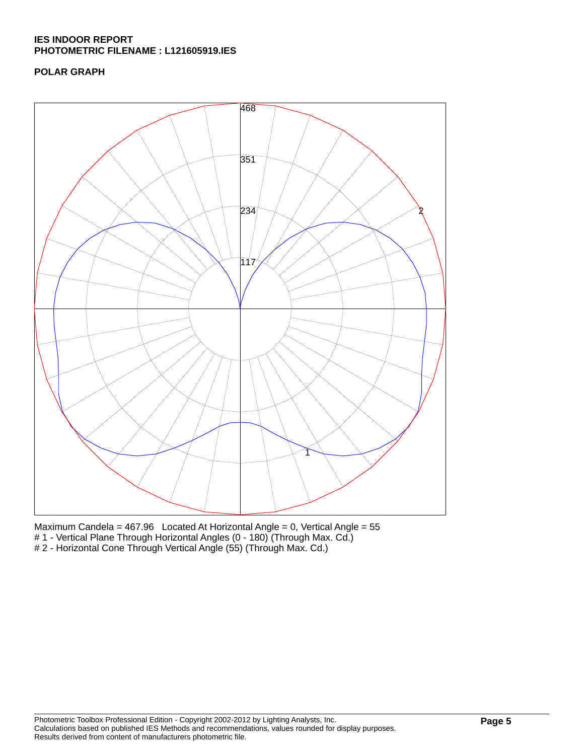**IES INDOOR REPORT**
**PHOTOMETRIC FILENAME : L121605919.IES**

**POLAR GRAPH**

468
351
234
117
2
1

Maximum Candela = 467.96 Located At Horizontal Angle = 0, Vertical Angle = 55
# 1 - Vertical Plane Through Horizontal Angles (0 - 180) (Through Max. Cd.)
# 2 - Horizontal Cone Through Vertical Angle (55) (Through Max. Cd.)

Photometric Toolbox Professional Edition - Copyright 2002-2012 by Lighting Analysts, Inc.
Calculations based on published IES Methods and recommendations, values rounded for display purposes.
Results derived from content of manufacturers photometric file.